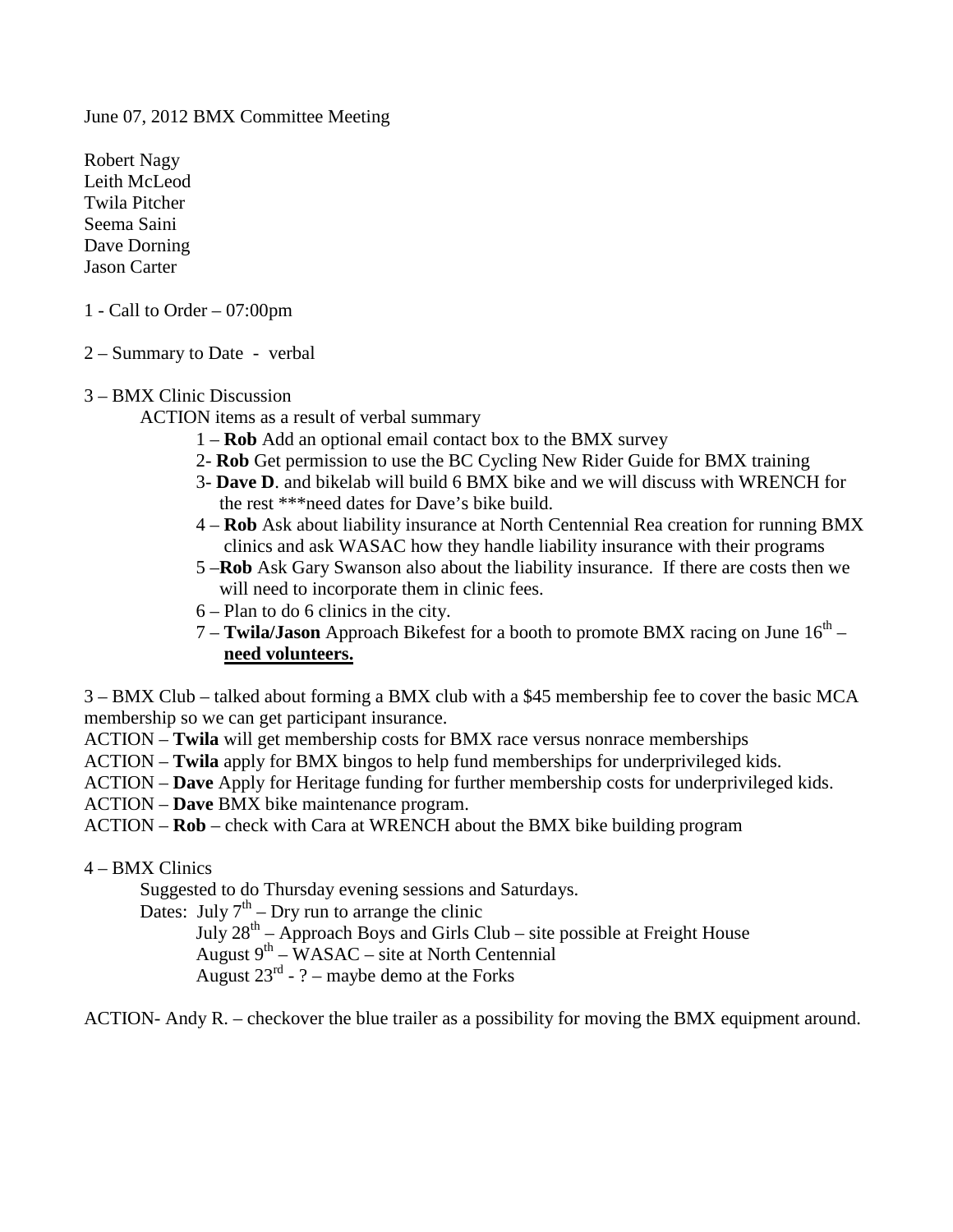June 07, 2012 BMX Committee Meeting

Robert Nagy
Leith McLeod
Twila Pitcher
Seema Saini
Dave Dorning
Jason Carter

1 - Call to Order – 07:00pm

2 – Summary to Date - verbal

3 – BMX Clinic Discussion

ACTION items as a result of verbal summary

1 – **Rob** Add an optional email contact box to the BMX survey
2- **Rob** Get permission to use the BC Cycling New Rider Guide for BMX training
3- **Dave D**. and bikelab will build 6 BMX bike and we will discuss with WRENCH for the rest ***need dates for Dave's bike build.
4 – **Rob** Ask about liability insurance at North Centennial Rea creation for running BMX clinics and ask WASAC how they handle liability insurance with their programs
5 –**Rob** Ask Gary Swanson also about the liability insurance. If there are costs then we will need to incorporate them in clinic fees.
6 – Plan to do 6 clinics in the city.
7 – **Twila/Jason** Approach Bikefest for a booth to promote BMX racing on June 16th – **<u>need volunteers.</u>**

3 – BMX Club – talked about forming a BMX club with a $45 membership fee to cover the basic MCA membership so we can get participant insurance.
ACTION – **Twila** will get membership costs for BMX race versus nonrace memberships
ACTION – **Twila** apply for BMX bingos to help fund memberships for underprivileged kids.
ACTION – **Dave** Apply for Heritage funding for further membership costs for underprivileged kids.
ACTION – **Dave** BMX bike maintenance program.
ACTION – **Rob** – check with Cara at WRENCH about the BMX bike building program

4 – BMX Clinics

Suggested to do Thursday evening sessions and Saturdays.

Dates: July 7th – Dry run to arrange the clinic
July 28th – Approach Boys and Girls Club – site possible at Freight House
August 9th – WASAC – site at North Centennial
August 23rd - ? – maybe demo at the Forks

ACTION- Andy R. – checkover the blue trailer as a possibility for moving the BMX equipment around.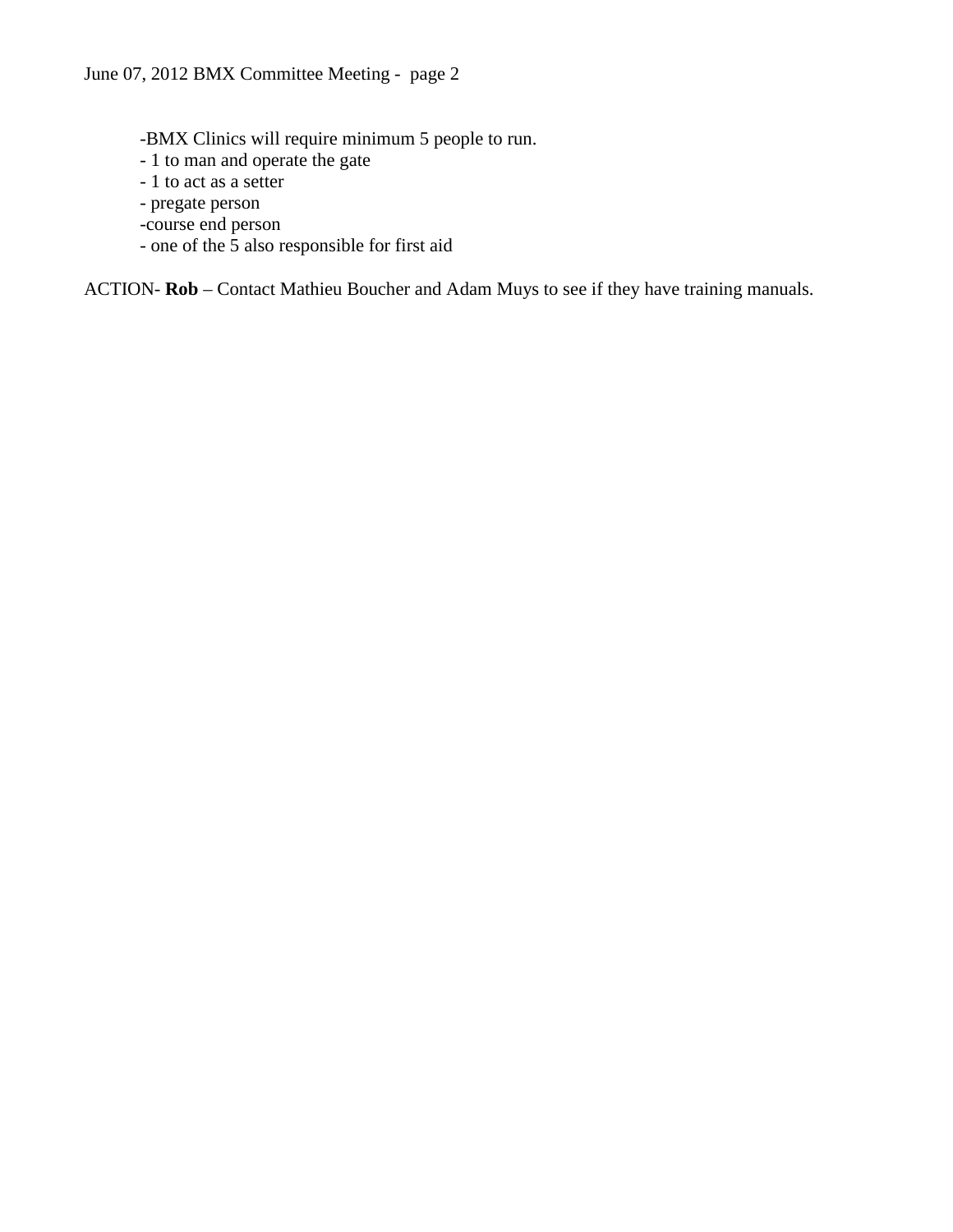-BMX Clinics will require minimum 5 people to run.

- 1 to man and operate the gate
- 1 to act as a setter
- pregate person
- course end person
- one of the 5 also responsible for first aid

ACTION- **Rob** – Contact Mathieu Boucher and Adam Muys to see if they have training manuals.